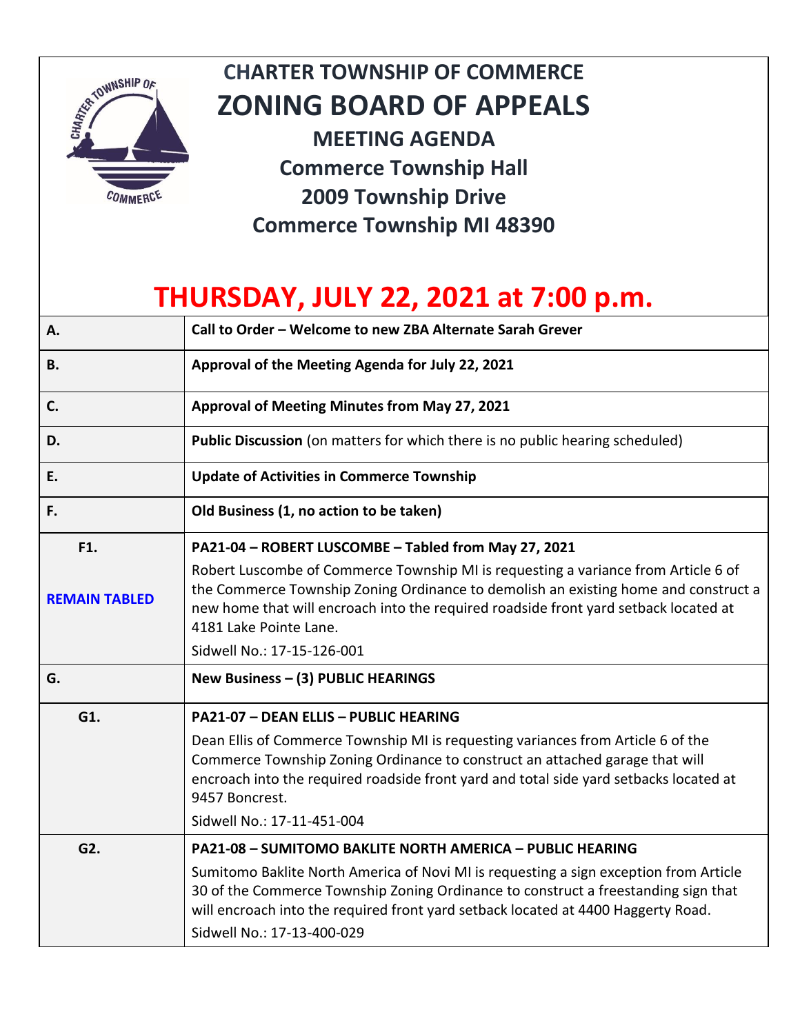# CHARTER TOWNSHIP OF COMMERCE

# ZONING BOARD OF APPEALS

## MEETING AGENDA

**Commerce Township Hall**
**2009 Township Drive**
**Commerce Township MI 48390**

# THURSDAY, JULY 22, 2021 at 7:00 p.m.

| | |
|---|---|
| **A.** | **Call to Order – Welcome to new ZBA Alternate Sarah Grever** |
| **B.** | **Approval of the Meeting Agenda for July 22, 2021** |
| **C.** | **Approval of Meeting Minutes from May 27, 2021** |
| **D.** | **Public Discussion** (on matters for which there is no public hearing scheduled) |
| **E.** | **Update of Activities in Commerce Township** |
| **F.** | **Old Business (1, no action to be taken)** |
| **F1.**<br><br>**REMAIN TABLED** | **PA21-04 – ROBERT LUSCOMBE – Tabled from May 27, 2021**<br>Robert Luscombe of Commerce Township MI is requesting a variance from Article 6 of the Commerce Township Zoning Ordinance to demolish an existing home and construct a new home that will encroach into the required roadside front yard setback located at 4181 Lake Pointe Lane.<br>Sidwell No.: 17-15-126-001 |
| **G.** | **New Business – (3) PUBLIC HEARINGS** |
| **G1.** | **PA21-07 – DEAN ELLIS – PUBLIC HEARING**<br>Dean Ellis of Commerce Township MI is requesting variances from Article 6 of the Commerce Township Zoning Ordinance to construct an attached garage that will encroach into the required roadside front yard and total side yard setbacks located at 9457 Boncrest.<br>Sidwell No.: 17-11-451-004 |
| **G2.** | **PA21-08 – SUMITOMO BAKLITE NORTH AMERICA – PUBLIC HEARING**<br>Sumitomo Baklite North America of Novi MI is requesting a sign exception from Article 30 of the Commerce Township Zoning Ordinance to construct a freestanding sign that will encroach into the required front yard setback located at 4400 Haggerty Road.<br>Sidwell No.: 17-13-400-029 |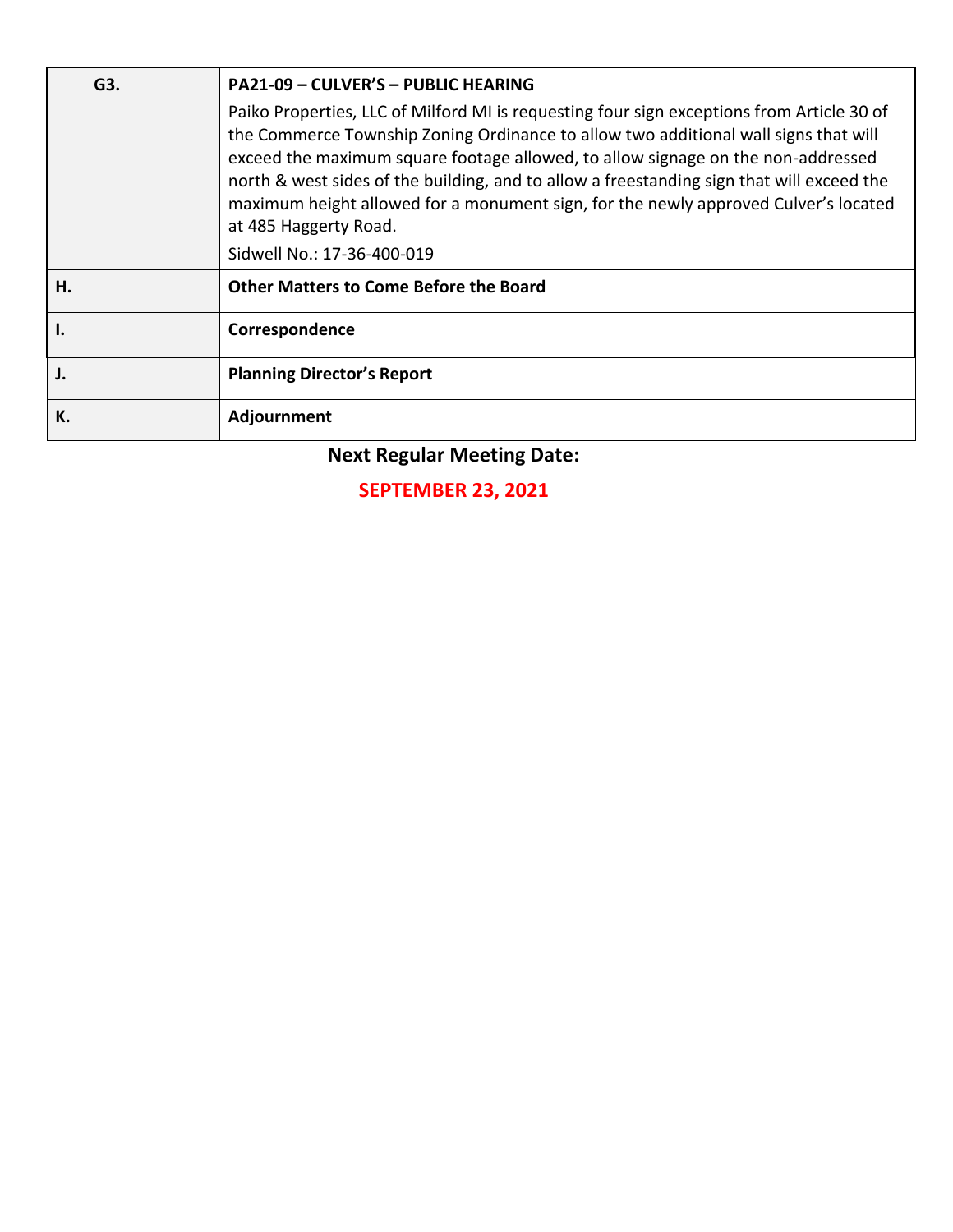| | |
|---|---|
| G3. | **PA21-09 – CULVER'S – PUBLIC HEARING**<br>Paiko Properties, LLC of Milford MI is requesting four sign exceptions from Article 30 of the Commerce Township Zoning Ordinance to allow two additional wall signs that will exceed the maximum square footage allowed, to allow signage on the non-addressed north & west sides of the building, and to allow a freestanding sign that will exceed the maximum height allowed for a monument sign, for the newly approved Culver's located at 485 Haggerty Road.<br>Sidwell No.: 17-36-400-019 |
| **H.** | **Other Matters to Come Before the Board** |
| **I.** | **Correspondence** |
| **J.** | **Planning Director's Report** |
| **K.** | **Adjournment** |

**Next Regular Meeting Date:**

**SEPTEMBER 23, 2021**